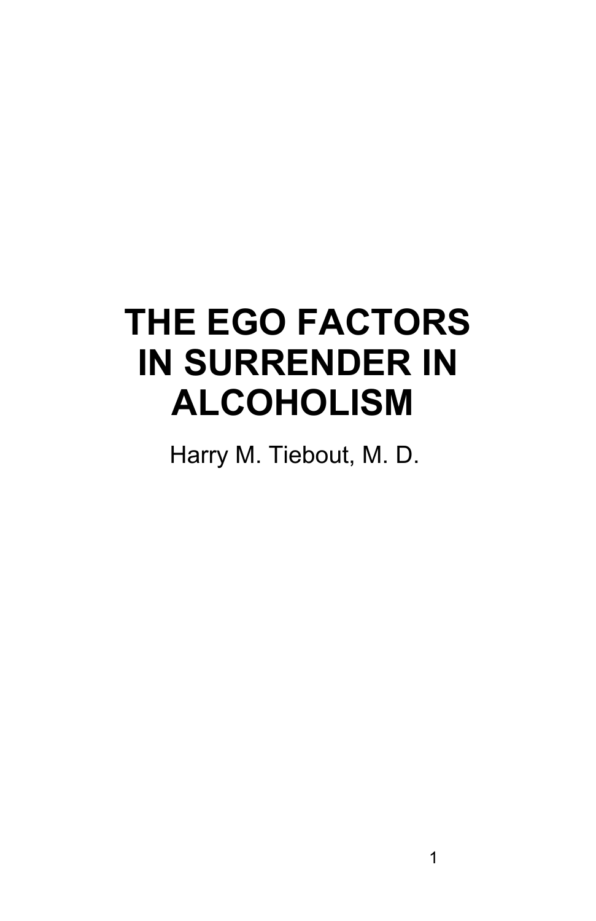# THE EGO FACTORS IN SURRENDER IN ALCOHOLISM

Harry M. Tiebout, M. D.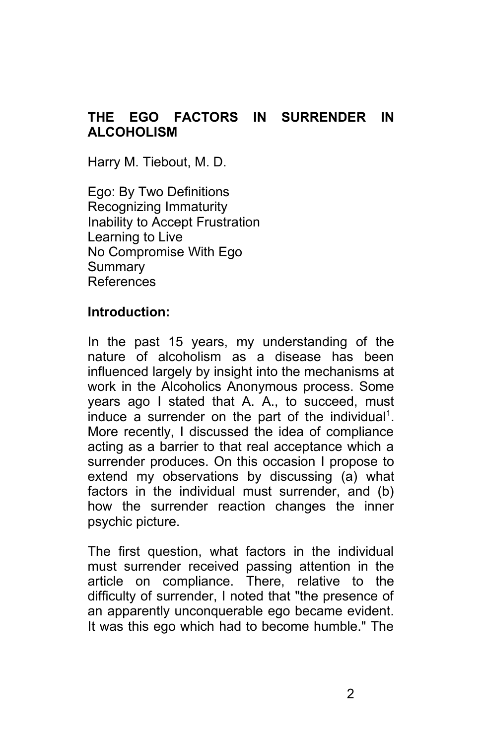# THE EGO FACTORS IN SURRENDER IN ALCOHOLISM

Harry M. Tiebout, M. D.

Ego: By Two Definitions
Recognizing Immaturity
Inability to Accept Frustration
Learning to Live
No Compromise With Ego
Summary
References

**Introduction:**

In the past 15 years, my understanding of the nature of alcoholism as a disease has been influenced largely by insight into the mechanisms at work in the Alcoholics Anonymous process. Some years ago I stated that A. A., to succeed, must induce a surrender on the part of the individual[1]. More recently, I discussed the idea of compliance acting as a barrier to that real acceptance which a surrender produces. On this occasion I propose to extend my observations by discussing (a) what factors in the individual must surrender, and (b) how the surrender reaction changes the inner psychic picture.

The first question, what factors in the individual must surrender received passing attention in the article on compliance. There, relative to the difficulty of surrender, I noted that "the presence of an apparently unconquerable ego became evident. It was this ego which had to become humble." The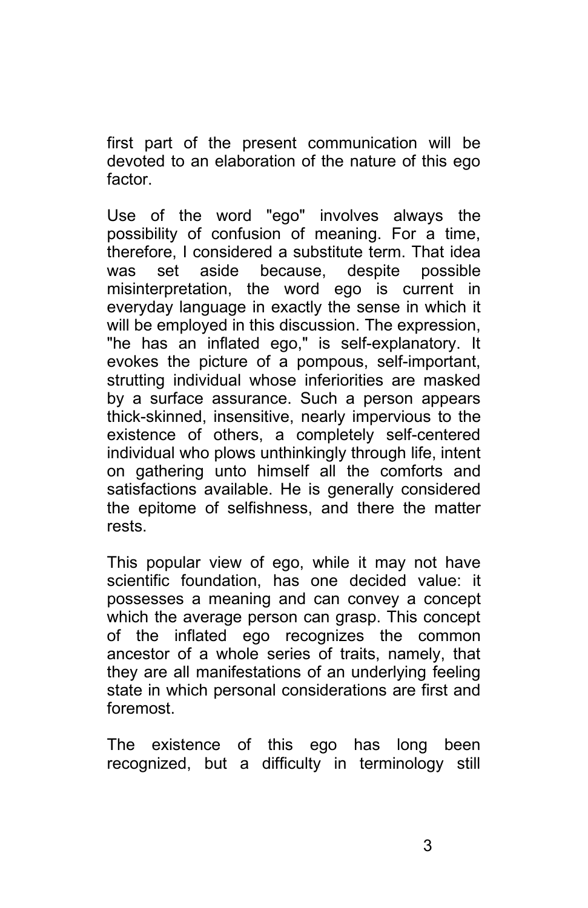first part of the present communication will be devoted to an elaboration of the nature of this ego factor.

Use of the word "ego" involves always the possibility of confusion of meaning. For a time, therefore, I considered a substitute term. That idea was set aside because, despite possible misinterpretation, the word ego is current in everyday language in exactly the sense in which it will be employed in this discussion. The expression, "he has an inflated ego," is self-explanatory. It evokes the picture of a pompous, self-important, strutting individual whose inferiorities are masked by a surface assurance. Such a person appears thick-skinned, insensitive, nearly impervious to the existence of others, a completely self-centered individual who plows unthinkingly through life, intent on gathering unto himself all the comforts and satisfactions available. He is generally considered the epitome of selfishness, and there the matter rests.

This popular view of ego, while it may not have scientific foundation, has one decided value: it possesses a meaning and can convey a concept which the average person can grasp. This concept of the inflated ego recognizes the common ancestor of a whole series of traits, namely, that they are all manifestations of an underlying feeling state in which personal considerations are first and foremost.

The existence of this ego has long been recognized, but a difficulty in terminology still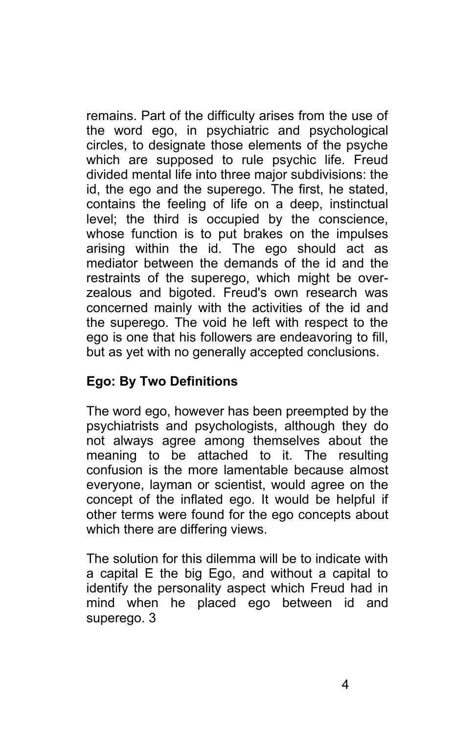remains. Part of the difficulty arises from the use of the word ego, in psychiatric and psychological circles, to designate those elements of the psyche which are supposed to rule psychic life. Freud divided mental life into three major subdivisions: the id, the ego and the superego. The first, he stated, contains the feeling of life on a deep, instinctual level; the third is occupied by the conscience, whose function is to put brakes on the impulses arising within the id. The ego should act as mediator between the demands of the id and the restraints of the superego, which might be over-zealous and bigoted. Freud's own research was concerned mainly with the activities of the id and the superego. The void he left with respect to the ego is one that his followers are endeavoring to fill, but as yet with no generally accepted conclusions.

**Ego: By Two Definitions**

The word ego, however has been preempted by the psychiatrists and psychologists, although they do not always agree among themselves about the meaning to be attached to it. The resulting confusion is the more lamentable because almost everyone, layman or scientist, would agree on the concept of the inflated ego. It would be helpful if other terms were found for the ego concepts about which there are differing views.

The solution for this dilemma will be to indicate with a capital E the big Ego, and without a capital to identify the personality aspect which Freud had in mind when he placed ego between id and superego. 3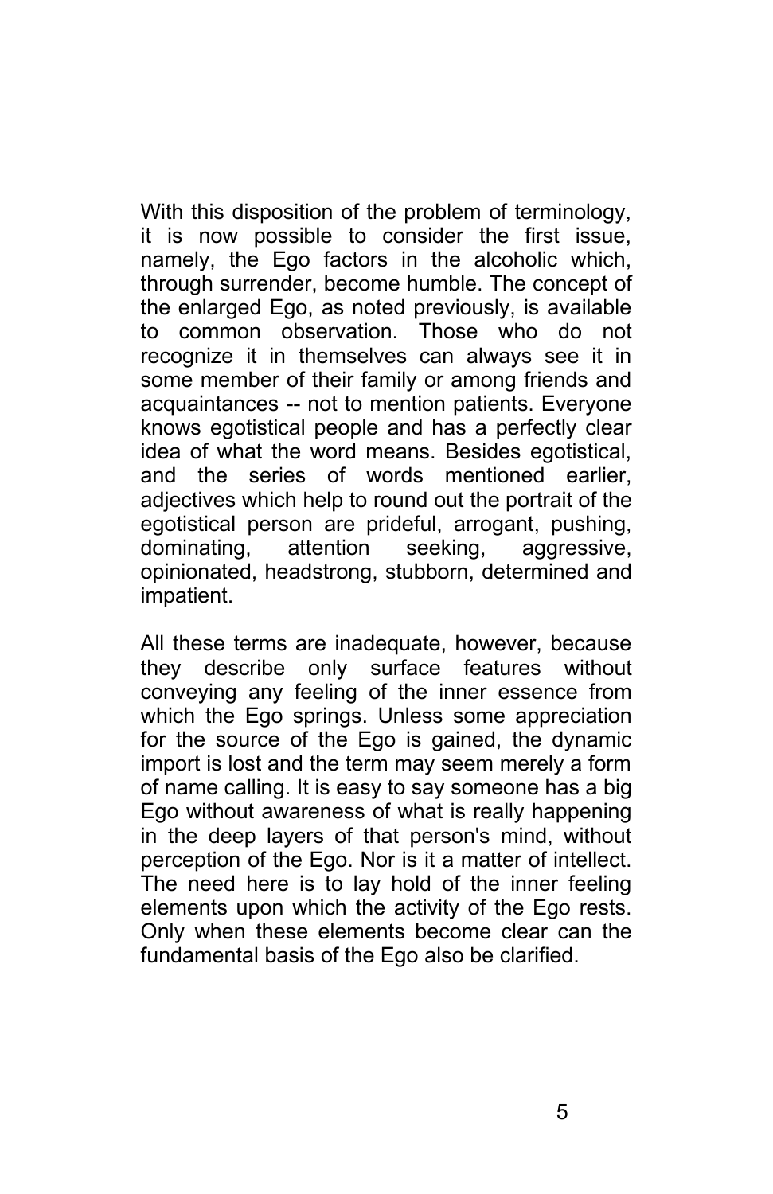With this disposition of the problem of terminology, it is now possible to consider the first issue, namely, the Ego factors in the alcoholic which, through surrender, become humble. The concept of the enlarged Ego, as noted previously, is available to common observation. Those who do not recognize it in themselves can always see it in some member of their family or among friends and acquaintances -- not to mention patients. Everyone knows egotistical people and has a perfectly clear idea of what the word means. Besides egotistical, and the series of words mentioned earlier, adjectives which help to round out the portrait of the egotistical person are prideful, arrogant, pushing, dominating, attention seeking, aggressive, opinionated, headstrong, stubborn, determined and impatient.

All these terms are inadequate, however, because they describe only surface features without conveying any feeling of the inner essence from which the Ego springs. Unless some appreciation for the source of the Ego is gained, the dynamic import is lost and the term may seem merely a form of name calling. It is easy to say someone has a big Ego without awareness of what is really happening in the deep layers of that person's mind, without perception of the Ego. Nor is it a matter of intellect. The need here is to lay hold of the inner feeling elements upon which the activity of the Ego rests. Only when these elements become clear can the fundamental basis of the Ego also be clarified.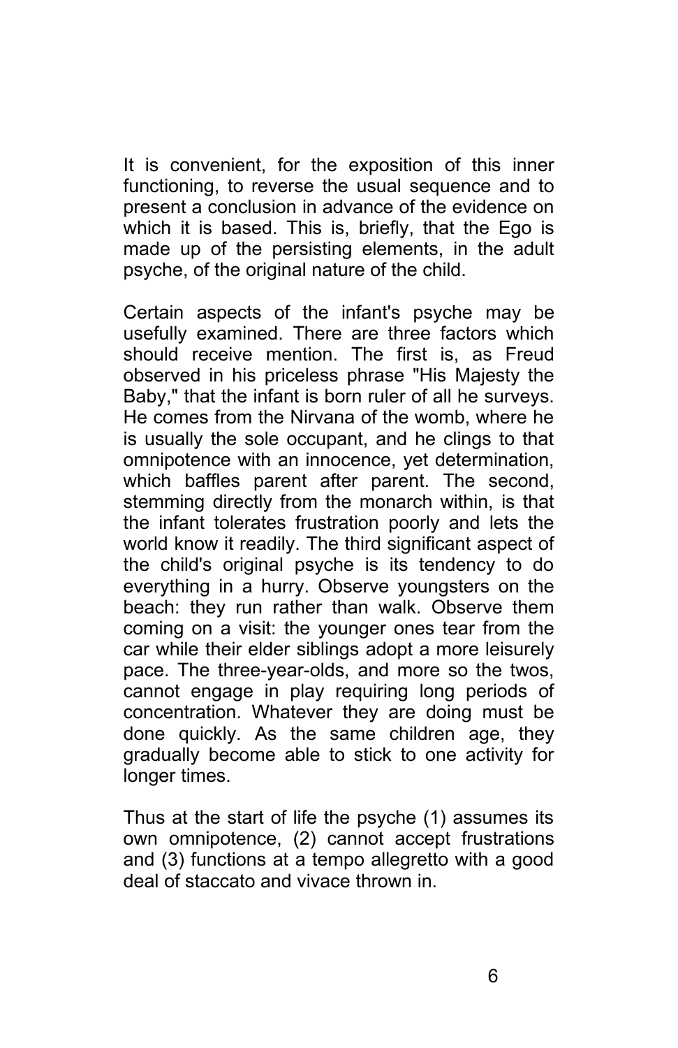It is convenient, for the exposition of this inner functioning, to reverse the usual sequence and to present a conclusion in advance of the evidence on which it is based. This is, briefly, that the Ego is made up of the persisting elements, in the adult psyche, of the original nature of the child.

Certain aspects of the infant's psyche may be usefully examined. There are three factors which should receive mention. The first is, as Freud observed in his priceless phrase "His Majesty the Baby," that the infant is born ruler of all he surveys. He comes from the Nirvana of the womb, where he is usually the sole occupant, and he clings to that omnipotence with an innocence, yet determination, which baffles parent after parent. The second, stemming directly from the monarch within, is that the infant tolerates frustration poorly and lets the world know it readily. The third significant aspect of the child's original psyche is its tendency to do everything in a hurry. Observe youngsters on the beach: they run rather than walk. Observe them coming on a visit: the younger ones tear from the car while their elder siblings adopt a more leisurely pace. The three-year-olds, and more so the twos, cannot engage in play requiring long periods of concentration. Whatever they are doing must be done quickly. As the same children age, they gradually become able to stick to one activity for longer times.

Thus at the start of life the psyche (1) assumes its own omnipotence, (2) cannot accept frustrations and (3) functions at a tempo allegretto with a good deal of staccato and vivace thrown in.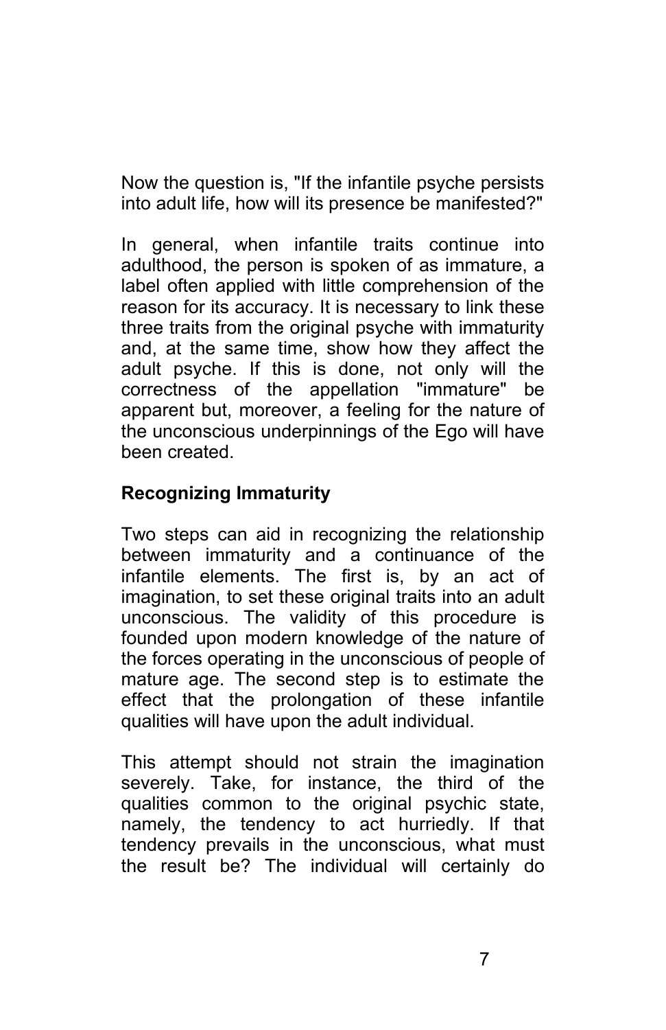Now the question is, "If the infantile psyche persists into adult life, how will its presence be manifested?"

In general, when infantile traits continue into adulthood, the person is spoken of as immature, a label often applied with little comprehension of the reason for its accuracy. It is necessary to link these three traits from the original psyche with immaturity and, at the same time, show how they affect the adult psyche. If this is done, not only will the correctness of the appellation "immature" be apparent but, moreover, a feeling for the nature of the unconscious underpinnings of the Ego will have been created.

## Recognizing Immaturity

Two steps can aid in recognizing the relationship between immaturity and a continuance of the infantile elements. The first is, by an act of imagination, to set these original traits into an adult unconscious. The validity of this procedure is founded upon modern knowledge of the nature of the forces operating in the unconscious of people of mature age. The second step is to estimate the effect that the prolongation of these infantile qualities will have upon the adult individual.

This attempt should not strain the imagination severely. Take, for instance, the third of the qualities common to the original psychic state, namely, the tendency to act hurriedly. If that tendency prevails in the unconscious, what must the result be? The individual will certainly do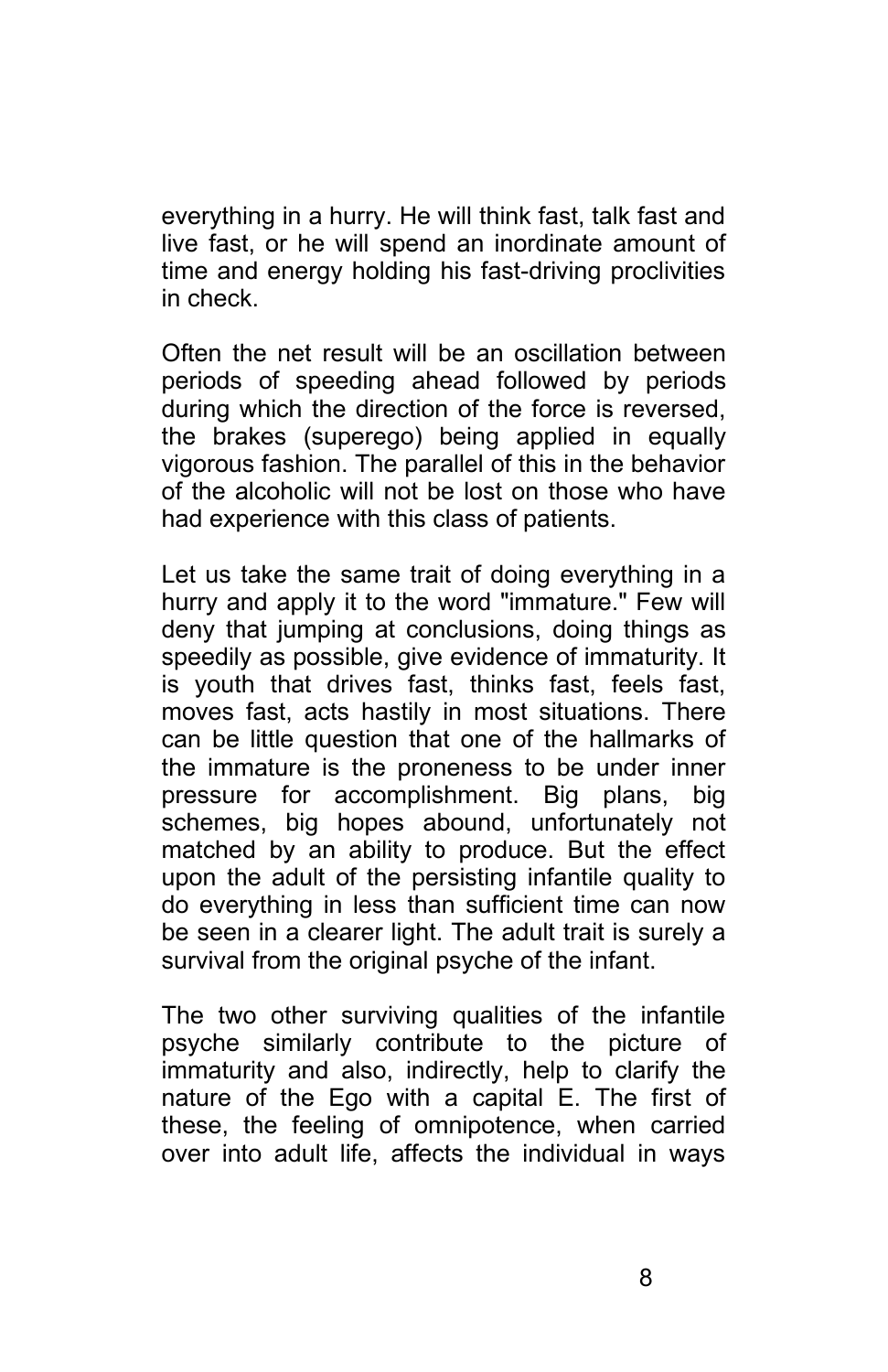everything in a hurry. He will think fast, talk fast and live fast, or he will spend an inordinate amount of time and energy holding his fast-driving proclivities in check.

Often the net result will be an oscillation between periods of speeding ahead followed by periods during which the direction of the force is reversed, the brakes (superego) being applied in equally vigorous fashion. The parallel of this in the behavior of the alcoholic will not be lost on those who have had experience with this class of patients.

Let us take the same trait of doing everything in a hurry and apply it to the word "immature." Few will deny that jumping at conclusions, doing things as speedily as possible, give evidence of immaturity. It is youth that drives fast, thinks fast, feels fast, moves fast, acts hastily in most situations. There can be little question that one of the hallmarks of the immature is the proneness to be under inner pressure for accomplishment. Big plans, big schemes, big hopes abound, unfortunately not matched by an ability to produce. But the effect upon the adult of the persisting infantile quality to do everything in less than sufficient time can now be seen in a clearer light. The adult trait is surely a survival from the original psyche of the infant.

The two other surviving qualities of the infantile psyche similarly contribute to the picture of immaturity and also, indirectly, help to clarify the nature of the Ego with a capital E. The first of these, the feeling of omnipotence, when carried over into adult life, affects the individual in ways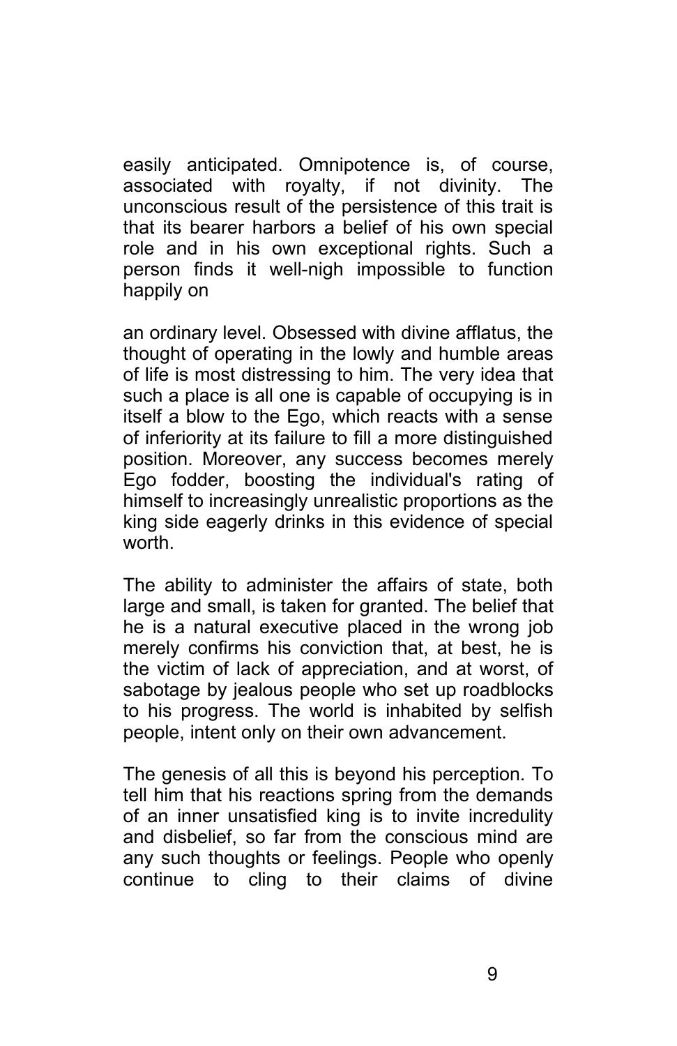easily anticipated. Omnipotence is, of course, associated with royalty, if not divinity. The unconscious result of the persistence of this trait is that its bearer harbors a belief of his own special role and in his own exceptional rights. Such a person finds it well-nigh impossible to function happily on

an ordinary level. Obsessed with divine afflatus, the thought of operating in the lowly and humble areas of life is most distressing to him. The very idea that such a place is all one is capable of occupying is in itself a blow to the Ego, which reacts with a sense of inferiority at its failure to fill a more distinguished position. Moreover, any success becomes merely Ego fodder, boosting the individual's rating of himself to increasingly unrealistic proportions as the king side eagerly drinks in this evidence of special worth.

The ability to administer the affairs of state, both large and small, is taken for granted. The belief that he is a natural executive placed in the wrong job merely confirms his conviction that, at best, he is the victim of lack of appreciation, and at worst, of sabotage by jealous people who set up roadblocks to his progress. The world is inhabited by selfish people, intent only on their own advancement.

The genesis of all this is beyond his perception. To tell him that his reactions spring from the demands of an inner unsatisfied king is to invite incredulity and disbelief, so far from the conscious mind are any such thoughts or feelings. People who openly continue to cling to their claims of divine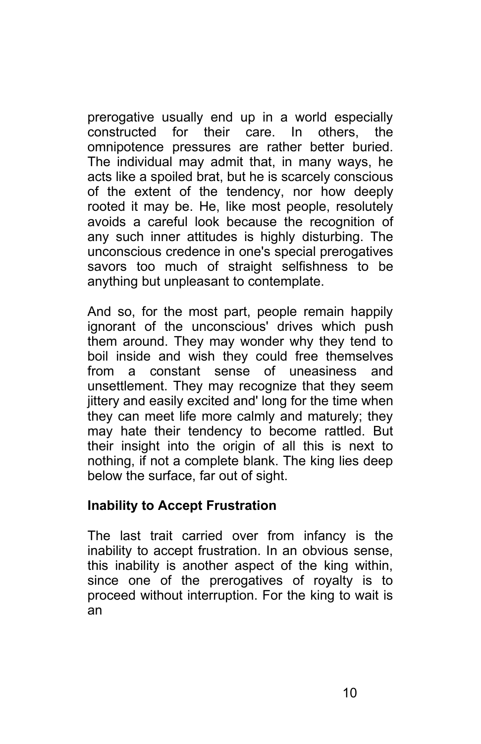prerogative usually end up in a world especially constructed for their care. In others, the omnipotence pressures are rather better buried. The individual may admit that, in many ways, he acts like a spoiled brat, but he is scarcely conscious of the extent of the tendency, nor how deeply rooted it may be. He, like most people, resolutely avoids a careful look because the recognition of any such inner attitudes is highly disturbing. The unconscious credence in one's special prerogatives savors too much of straight selfishness to be anything but unpleasant to contemplate.

And so, for the most part, people remain happily ignorant of the unconscious' drives which push them around. They may wonder why they tend to boil inside and wish they could free themselves from a constant sense of uneasiness and unsettlement. They may recognize that they seem jittery and easily excited and' long for the time when they can meet life more calmly and maturely; they may hate their tendency to become rattled. But their insight into the origin of all this is next to nothing, if not a complete blank. The king lies deep below the surface, far out of sight.

**Inability to Accept Frustration**

The last trait carried over from infancy is the inability to accept frustration. In an obvious sense, this inability is another aspect of the king within, since one of the prerogatives of royalty is to proceed without interruption. For the king to wait is an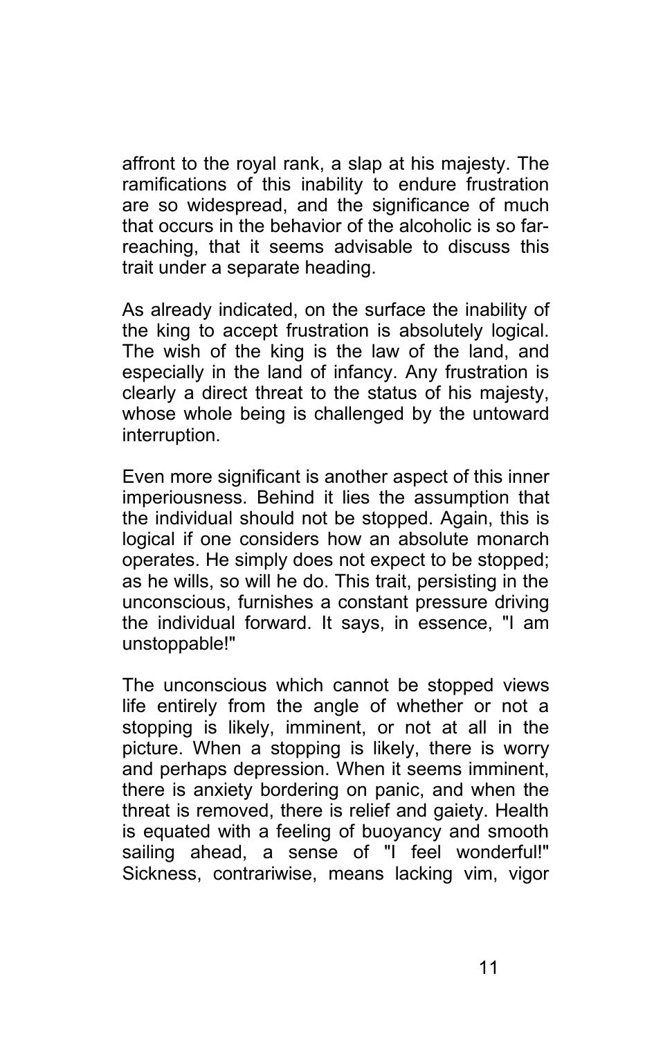affront to the royal rank, a slap at his majesty. The ramifications of this inability to endure frustration are so widespread, and the significance of much that occurs in the behavior of the alcoholic is so far-reaching, that it seems advisable to discuss this trait under a separate heading.

As already indicated, on the surface the inability of the king to accept frustration is absolutely logical. The wish of the king is the law of the land, and especially in the land of infancy. Any frustration is clearly a direct threat to the status of his majesty, whose whole being is challenged by the untoward interruption.

Even more significant is another aspect of this inner imperiousness. Behind it lies the assumption that the individual should not be stopped. Again, this is logical if one considers how an absolute monarch operates. He simply does not expect to be stopped; as he wills, so will he do. This trait, persisting in the unconscious, furnishes a constant pressure driving the individual forward. It says, in essence, "I am unstoppable!"

The unconscious which cannot be stopped views life entirely from the angle of whether or not a stopping is likely, imminent, or not at all in the picture. When a stopping is likely, there is worry and perhaps depression. When it seems imminent, there is anxiety bordering on panic, and when the threat is removed, there is relief and gaiety. Health is equated with a feeling of buoyancy and smooth sailing ahead, a sense of "I feel wonderful!" Sickness, contrariwise, means lacking vim, vigor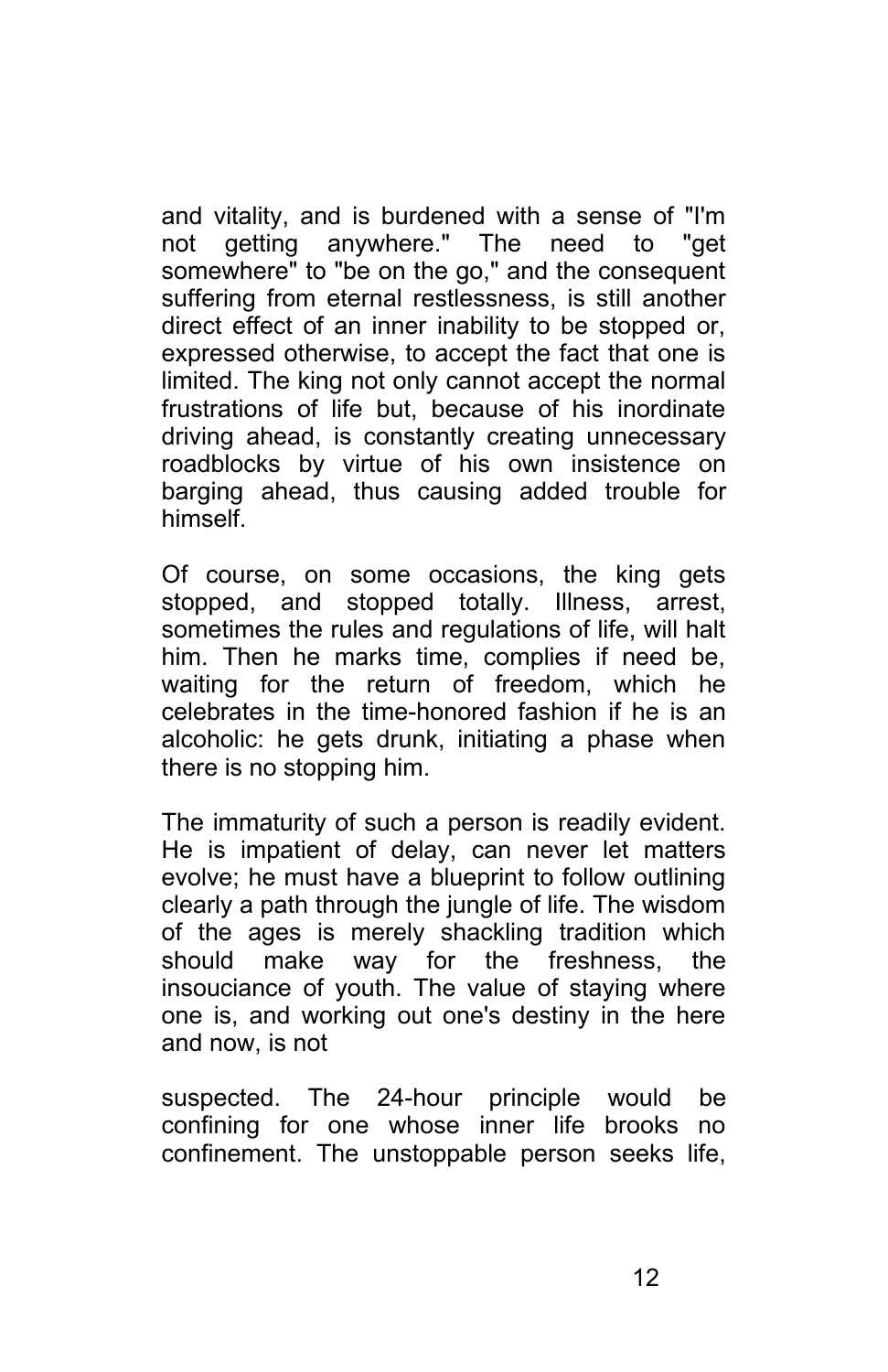and vitality, and is burdened with a sense of "I'm not getting anywhere." The need to "get somewhere" to "be on the go," and the consequent suffering from eternal restlessness, is still another direct effect of an inner inability to be stopped or, expressed otherwise, to accept the fact that one is limited. The king not only cannot accept the normal frustrations of life but, because of his inordinate driving ahead, is constantly creating unnecessary roadblocks by virtue of his own insistence on barging ahead, thus causing added trouble for himself.

Of course, on some occasions, the king gets stopped, and stopped totally. Illness, arrest, sometimes the rules and regulations of life, will halt him. Then he marks time, complies if need be, waiting for the return of freedom, which he celebrates in the time-honored fashion if he is an alcoholic: he gets drunk, initiating a phase when there is no stopping him.

The immaturity of such a person is readily evident. He is impatient of delay, can never let matters evolve; he must have a blueprint to follow outlining clearly a path through the jungle of life. The wisdom of the ages is merely shackling tradition which should make way for the freshness, the insouciance of youth. The value of staying where one is, and working out one's destiny in the here and now, is not suspected. The 24-hour principle would be confining for one whose inner life brooks no confinement. The unstoppable person seeks life,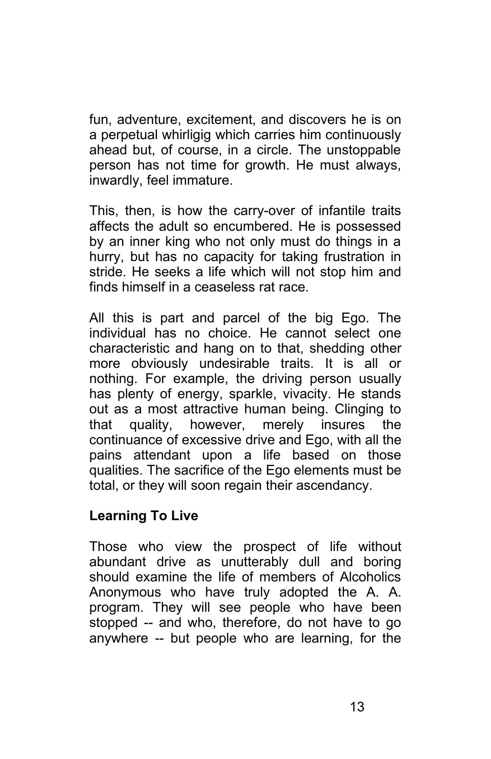fun, adventure, excitement, and discovers he is on a perpetual whirligig which carries him continuously ahead but, of course, in a circle. The unstoppable person has not time for growth. He must always, inwardly, feel immature.

This, then, is how the carry-over of infantile traits affects the adult so encumbered. He is possessed by an inner king who not only must do things in a hurry, but has no capacity for taking frustration in stride. He seeks a life which will not stop him and finds himself in a ceaseless rat race.

All this is part and parcel of the big Ego. The individual has no choice. He cannot select one characteristic and hang on to that, shedding other more obviously undesirable traits. It is all or nothing. For example, the driving person usually has plenty of energy, sparkle, vivacity. He stands out as a most attractive human being. Clinging to that quality, however, merely insures the continuance of excessive drive and Ego, with all the pains attendant upon a life based on those qualities. The sacrifice of the Ego elements must be total, or they will soon regain their ascendancy.

**Learning To Live**

Those who view the prospect of life without abundant drive as unutterably dull and boring should examine the life of members of Alcoholics Anonymous who have truly adopted the A. A. program. They will see people who have been stopped -- and who, therefore, do not have to go anywhere -- but people who are learning, for the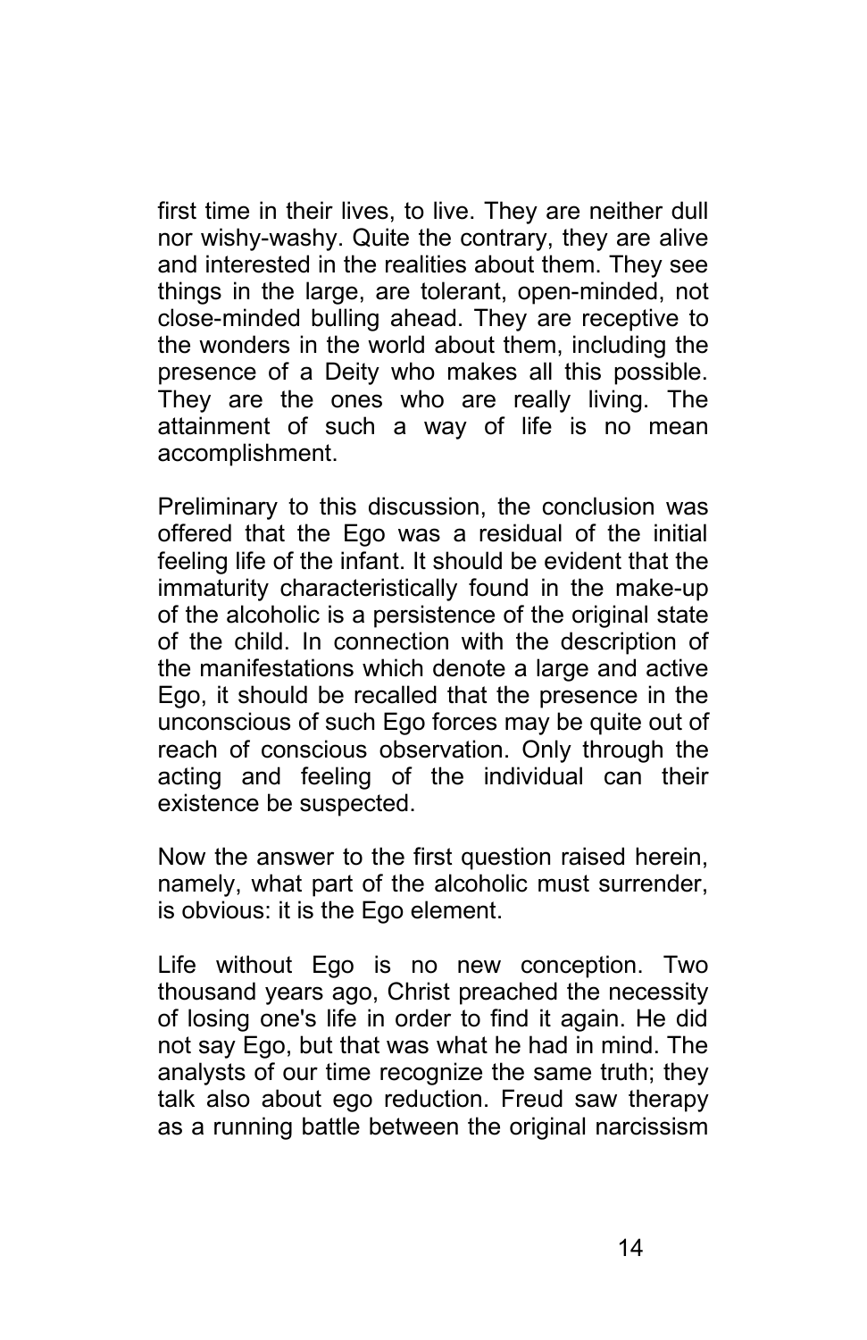first time in their lives, to live. They are neither dull nor wishy-washy. Quite the contrary, they are alive and interested in the realities about them. They see things in the large, are tolerant, open-minded, not close-minded bulling ahead. They are receptive to the wonders in the world about them, including the presence of a Deity who makes all this possible. They are the ones who are really living. The attainment of such a way of life is no mean accomplishment.

Preliminary to this discussion, the conclusion was offered that the Ego was a residual of the initial feeling life of the infant. It should be evident that the immaturity characteristically found in the make-up of the alcoholic is a persistence of the original state of the child. In connection with the description of the manifestations which denote a large and active Ego, it should be recalled that the presence in the unconscious of such Ego forces may be quite out of reach of conscious observation. Only through the acting and feeling of the individual can their existence be suspected.

Now the answer to the first question raised herein, namely, what part of the alcoholic must surrender, is obvious: it is the Ego element.

Life without Ego is no new conception. Two thousand years ago, Christ preached the necessity of losing one's life in order to find it again. He did not say Ego, but that was what he had in mind. The analysts of our time recognize the same truth; they talk also about ego reduction. Freud saw therapy as a running battle between the original narcissism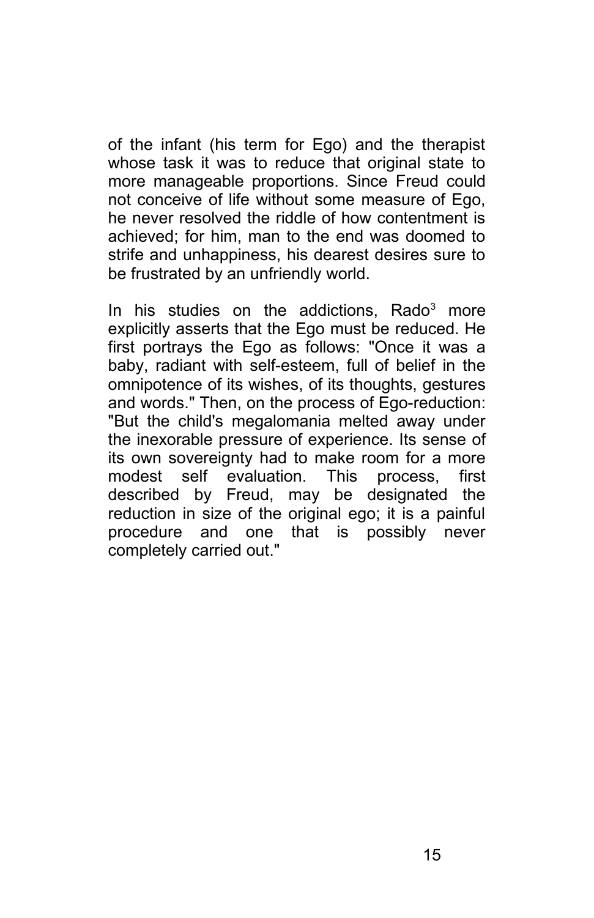of the infant (his term for Ego) and the therapist whose task it was to reduce that original state to more manageable proportions. Since Freud could not conceive of life without some measure of Ego, he never resolved the riddle of how contentment is achieved; for him, man to the end was doomed to strife and unhappiness, his dearest desires sure to be frustrated by an unfriendly world.

In his studies on the addictions, Rado[3] more explicitly asserts that the Ego must be reduced. He first portrays the Ego as follows: "Once it was a baby, radiant with self-esteem, full of belief in the omnipotence of its wishes, of its thoughts, gestures and words." Then, on the process of Ego-reduction: "But the child's megalomania melted away under the inexorable pressure of experience. Its sense of its own sovereignty had to make room for a more modest self evaluation. This process, first described by Freud, may be designated the reduction in size of the original ego; it is a painful procedure and one that is possibly never completely carried out."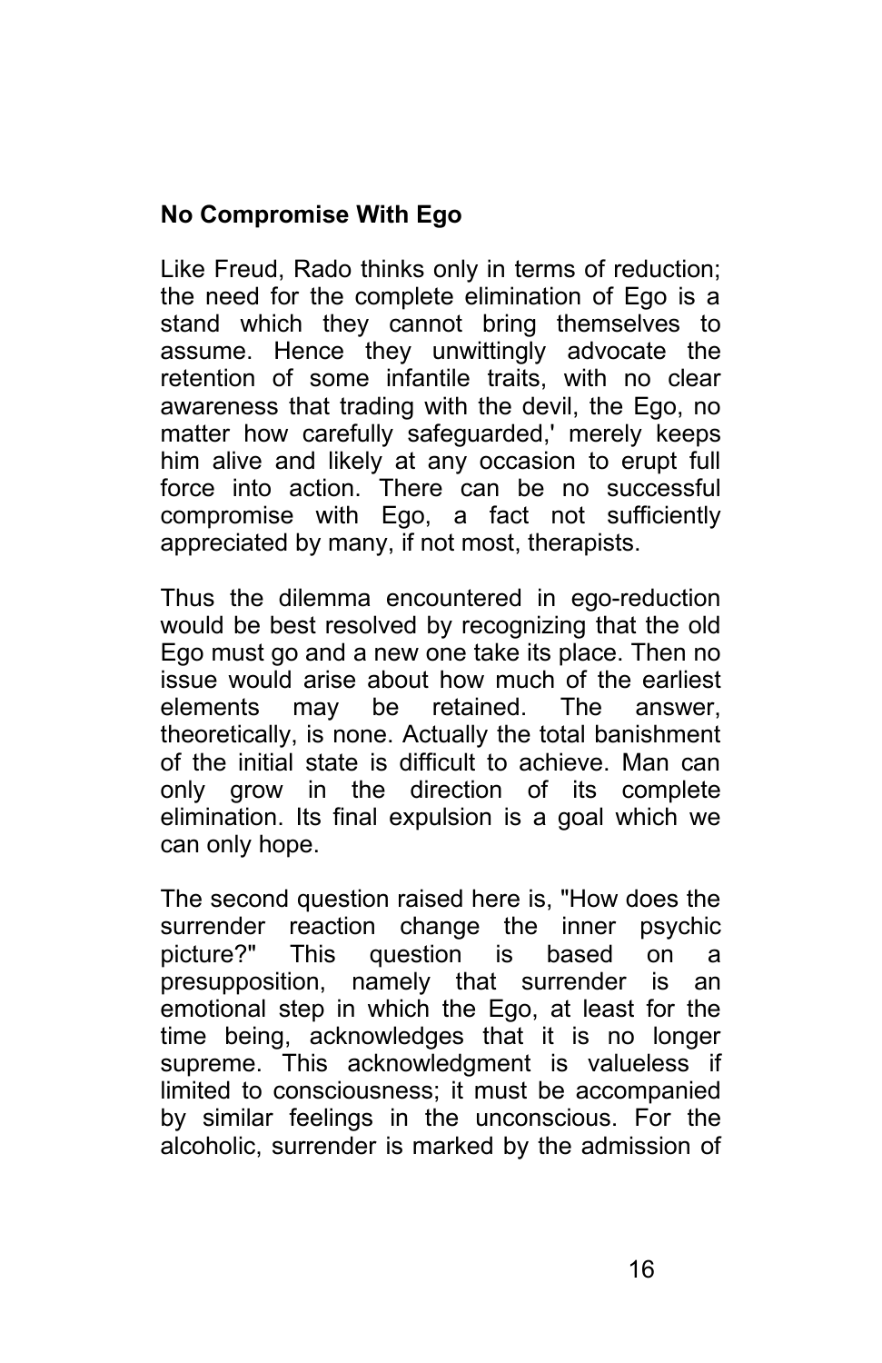## No Compromise With Ego

Like Freud, Rado thinks only in terms of reduction; the need for the complete elimination of Ego is a stand which they cannot bring themselves to assume. Hence they unwittingly advocate the retention of some infantile traits, with no clear awareness that trading with the devil, the Ego, no matter how carefully safeguarded,' merely keeps him alive and likely at any occasion to erupt full force into action. There can be no successful compromise with Ego, a fact not sufficiently appreciated by many, if not most, therapists.

Thus the dilemma encountered in ego-reduction would be best resolved by recognizing that the old Ego must go and a new one take its place. Then no issue would arise about how much of the earliest elements may be retained. The answer, theoretically, is none. Actually the total banishment of the initial state is difficult to achieve. Man can only grow in the direction of its complete elimination. Its final expulsion is a goal which we can only hope.

The second question raised here is, "How does the surrender reaction change the inner psychic picture?" This question is based on a presupposition, namely that surrender is an emotional step in which the Ego, at least for the time being, acknowledges that it is no longer supreme. This acknowledgment is valueless if limited to consciousness; it must be accompanied by similar feelings in the unconscious. For the alcoholic, surrender is marked by the admission of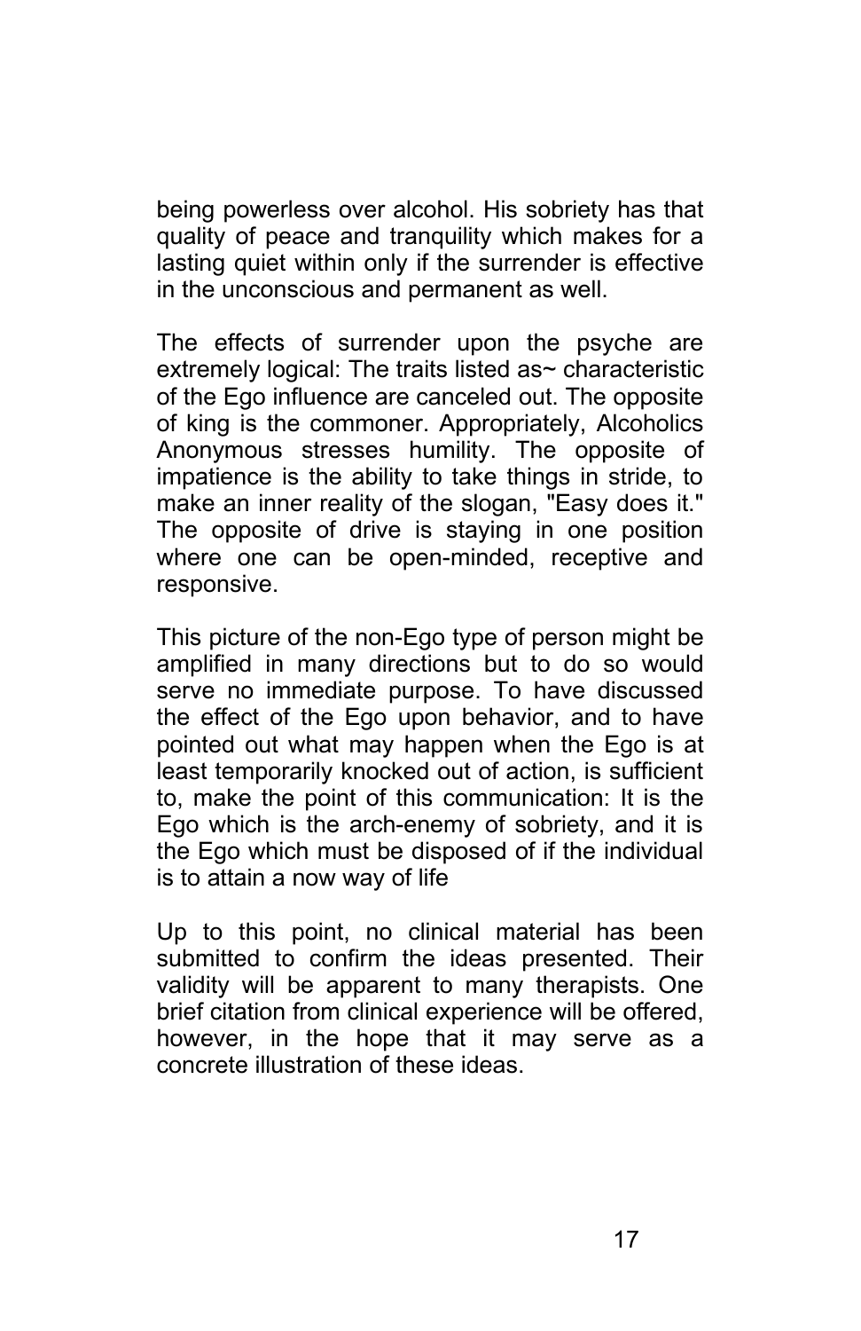being powerless over alcohol. His sobriety has that quality of peace and tranquility which makes for a lasting quiet within only if the surrender is effective in the unconscious and permanent as well.

The effects of surrender upon the psyche are extremely logical: The traits listed as~ characteristic of the Ego influence are canceled out. The opposite of king is the commoner. Appropriately, Alcoholics Anonymous stresses humility. The opposite of impatience is the ability to take things in stride, to make an inner reality of the slogan, "Easy does it." The opposite of drive is staying in one position where one can be open-minded, receptive and responsive.

This picture of the non-Ego type of person might be amplified in many directions but to do so would serve no immediate purpose. To have discussed the effect of the Ego upon behavior, and to have pointed out what may happen when the Ego is at least temporarily knocked out of action, is sufficient to, make the point of this communication: It is the Ego which is the arch-enemy of sobriety, and it is the Ego which must be disposed of if the individual is to attain a now way of life

Up to this point, no clinical material has been submitted to confirm the ideas presented. Their validity will be apparent to many therapists. One brief citation from clinical experience will be offered, however, in the hope that it may serve as a concrete illustration of these ideas.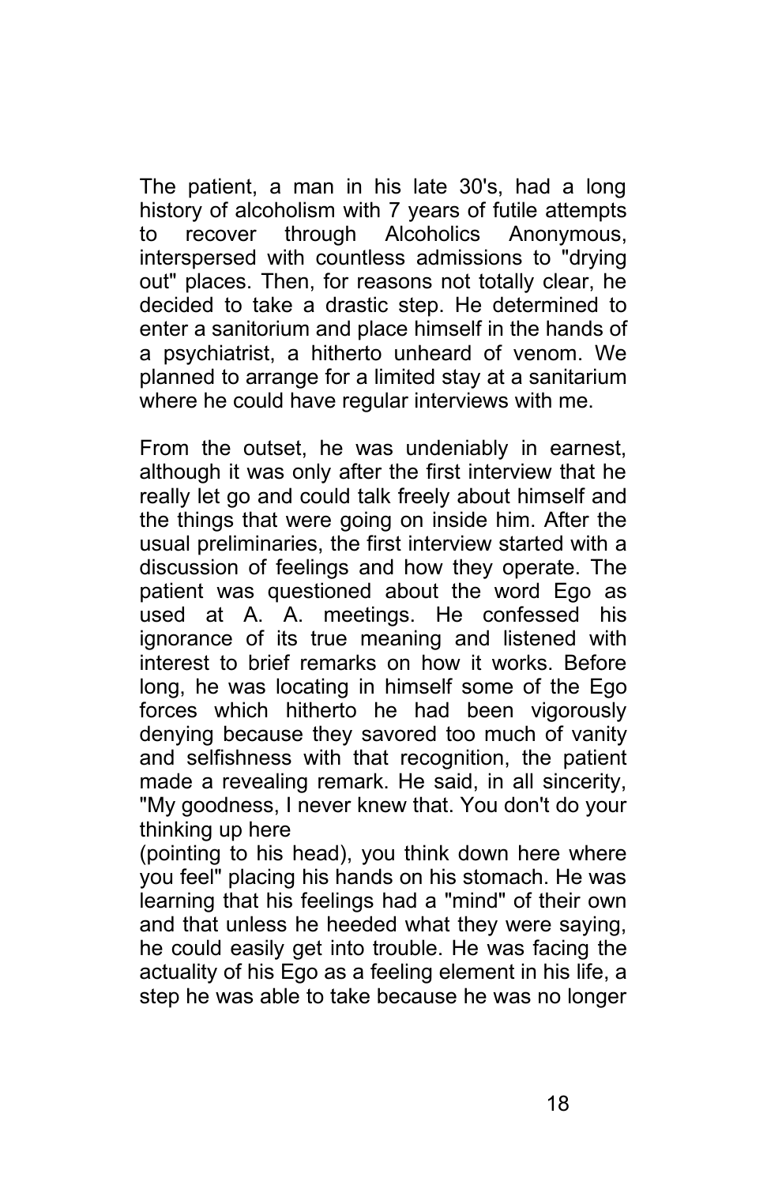The patient, a man in his late 30's, had a long history of alcoholism with 7 years of futile attempts to recover through Alcoholics Anonymous, interspersed with countless admissions to "drying out" places. Then, for reasons not totally clear, he decided to take a drastic step. He determined to enter a sanitorium and place himself in the hands of a psychiatrist, a hitherto unheard of venom. We planned to arrange for a limited stay at a sanitarium where he could have regular interviews with me.

From the outset, he was undeniably in earnest, although it was only after the first interview that he really let go and could talk freely about himself and the things that were going on inside him. After the usual preliminaries, the first interview started with a discussion of feelings and how they operate. The patient was questioned about the word Ego as used at A. A. meetings. He confessed his ignorance of its true meaning and listened with interest to brief remarks on how it works. Before long, he was locating in himself some of the Ego forces which hitherto he had been vigorously denying because they savored too much of vanity and selfishness with that recognition, the patient made a revealing remark. He said, in all sincerity, "My goodness, I never knew that. You don't do your thinking up here
(pointing to his head), you think down here where you feel" placing his hands on his stomach. He was learning that his feelings had a "mind" of their own and that unless he heeded what they were saying, he could easily get into trouble. He was facing the actuality of his Ego as a feeling element in his life, a step he was able to take because he was no longer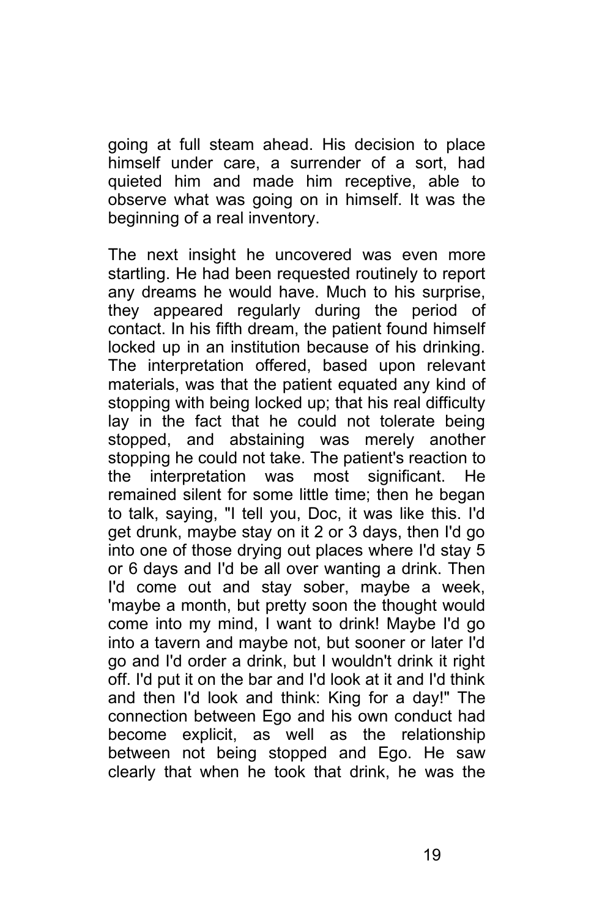going at full steam ahead. His decision to place himself under care, a surrender of a sort, had quieted him and made him receptive, able to observe what was going on in himself. It was the beginning of a real inventory.

The next insight he uncovered was even more startling. He had been requested routinely to report any dreams he would have. Much to his surprise, they appeared regularly during the period of contact. In his fifth dream, the patient found himself locked up in an institution because of his drinking. The interpretation offered, based upon relevant materials, was that the patient equated any kind of stopping with being locked up; that his real difficulty lay in the fact that he could not tolerate being stopped, and abstaining was merely another stopping he could not take. The patient's reaction to the interpretation was most significant. He remained silent for some little time; then he began to talk, saying, "I tell you, Doc, it was like this. I'd get drunk, maybe stay on it 2 or 3 days, then I'd go into one of those drying out places where I'd stay 5 or 6 days and I'd be all over wanting a drink. Then I'd come out and stay sober, maybe a week, 'maybe a month, but pretty soon the thought would come into my mind, I want to drink! Maybe I'd go into a tavern and maybe not, but sooner or later I'd go and I'd order a drink, but I wouldn't drink it right off. I'd put it on the bar and I'd look at it and I'd think and then I'd look and think: King for a day!" The connection between Ego and his own conduct had become explicit, as well as the relationship between not being stopped and Ego. He saw clearly that when he took that drink, he was the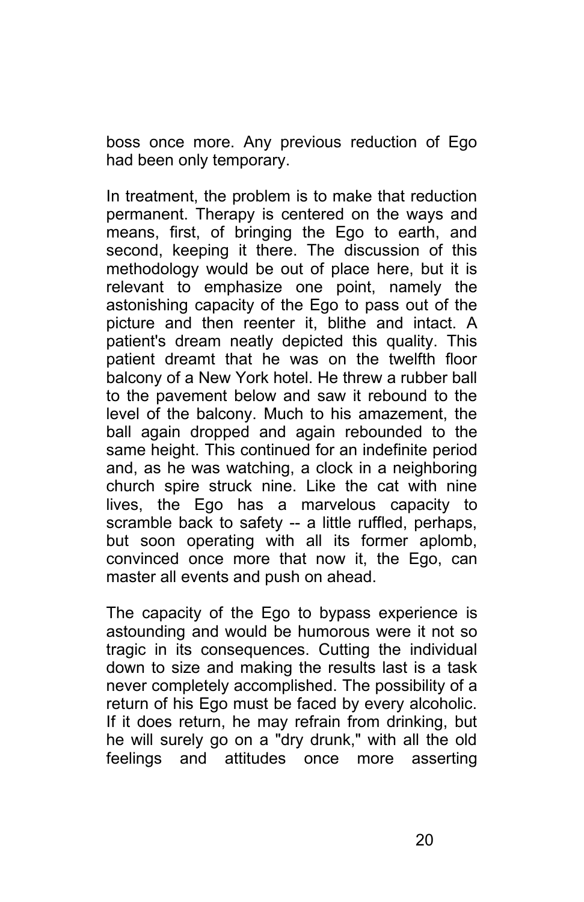boss once more. Any previous reduction of Ego had been only temporary.

In treatment, the problem is to make that reduction permanent. Therapy is centered on the ways and means, first, of bringing the Ego to earth, and second, keeping it there. The discussion of this methodology would be out of place here, but it is relevant to emphasize one point, namely the astonishing capacity of the Ego to pass out of the picture and then reenter it, blithe and intact. A patient's dream neatly depicted this quality. This patient dreamt that he was on the twelfth floor balcony of a New York hotel. He threw a rubber ball to the pavement below and saw it rebound to the level of the balcony. Much to his amazement, the ball again dropped and again rebounded to the same height. This continued for an indefinite period and, as he was watching, a clock in a neighboring church spire struck nine. Like the cat with nine lives, the Ego has a marvelous capacity to scramble back to safety -- a little ruffled, perhaps, but soon operating with all its former aplomb, convinced once more that now it, the Ego, can master all events and push on ahead.

The capacity of the Ego to bypass experience is astounding and would be humorous were it not so tragic in its consequences. Cutting the individual down to size and making the results last is a task never completely accomplished. The possibility of a return of his Ego must be faced by every alcoholic. If it does return, he may refrain from drinking, but he will surely go on a "dry drunk," with all the old feelings and attitudes once more asserting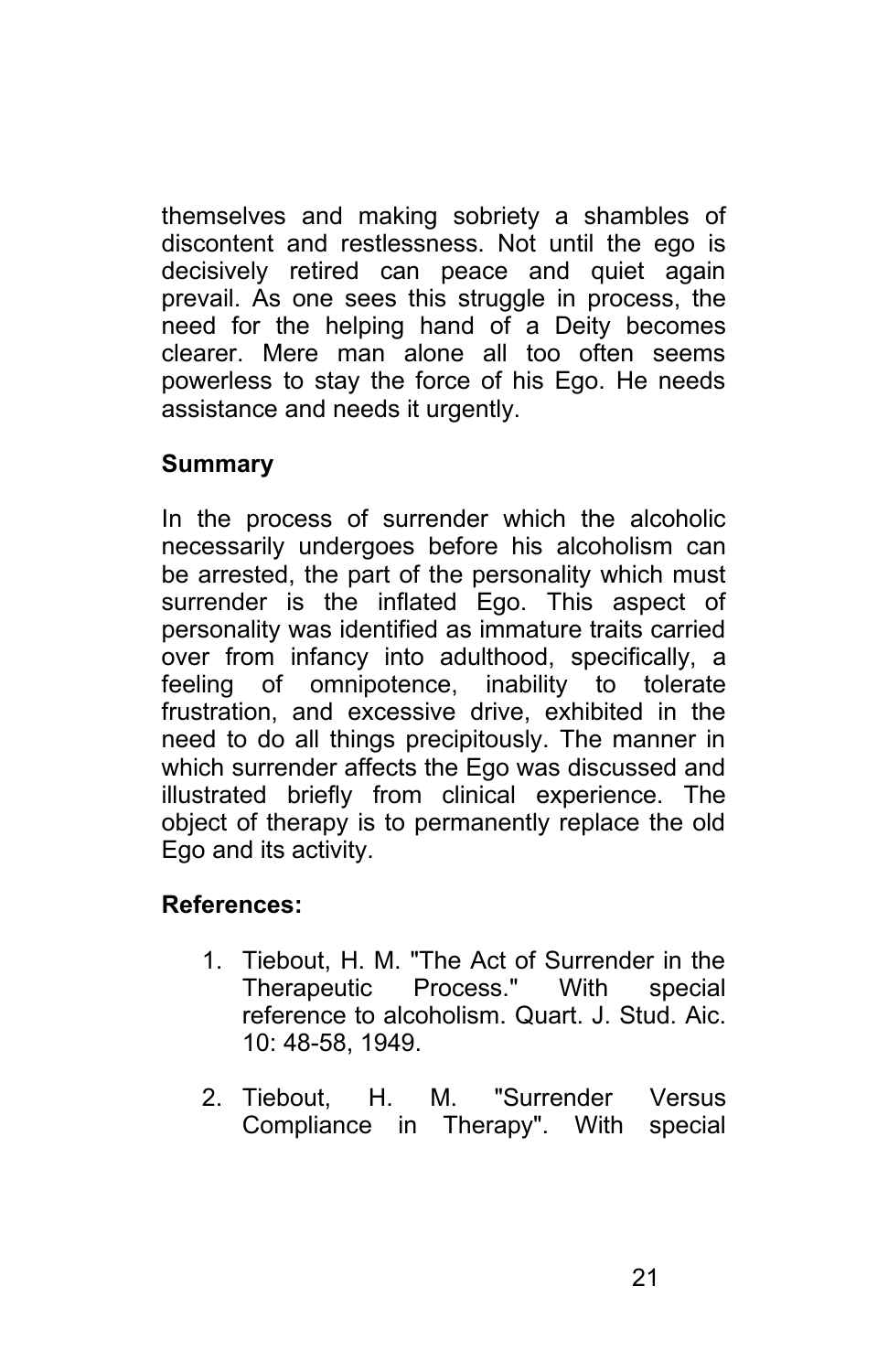themselves and making sobriety a shambles of discontent and restlessness. Not until the ego is decisively retired can peace and quiet again prevail. As one sees this struggle in process, the need for the helping hand of a Deity becomes clearer. Mere man alone all too often seems powerless to stay the force of his Ego. He needs assistance and needs it urgently.

## Summary

In the process of surrender which the alcoholic necessarily undergoes before his alcoholism can be arrested, the part of the personality which must surrender is the inflated Ego. This aspect of personality was identified as immature traits carried over from infancy into adulthood, specifically, a feeling of omnipotence, inability to tolerate frustration, and excessive drive, exhibited in the need to do all things precipitously. The manner in which surrender affects the Ego was discussed and illustrated briefly from clinical experience. The object of therapy is to permanently replace the old Ego and its activity.

## References:

1. Tiebout, H. M. "The Act of Surrender in the Therapeutic Process." With special reference to alcoholism. Quart. J. Stud. Aic. 10: 48-58, 1949.

2. Tiebout, H. M. "Surrender Versus Compliance in Therapy". With special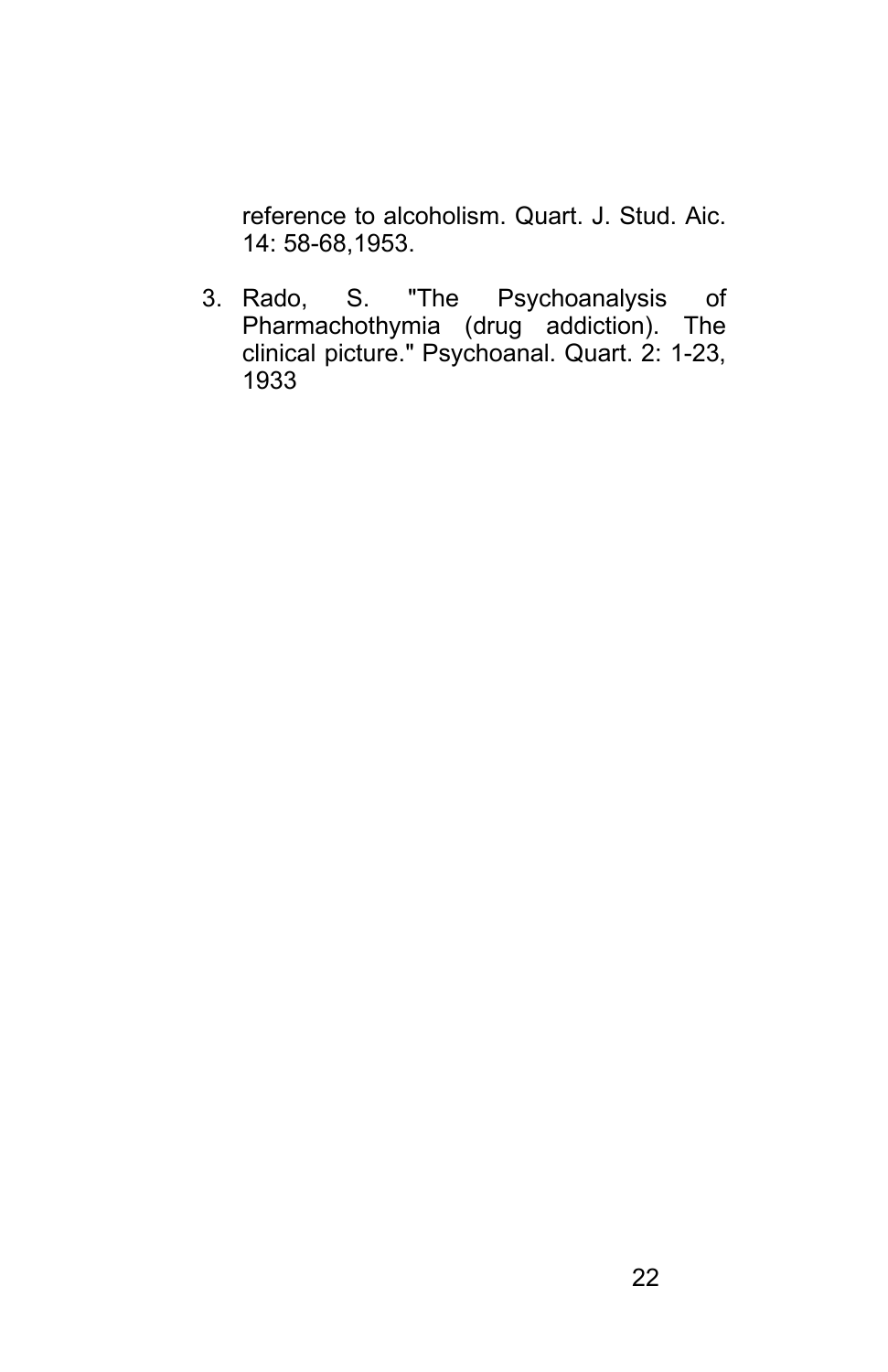reference to alcoholism. Quart. J. Stud. Aic. 14: 58-68,1953.

3. Rado, S. "The Psychoanalysis of Pharmachothymia (drug addiction). The clinical picture." Psychoanal. Quart. 2: 1-23, 1933